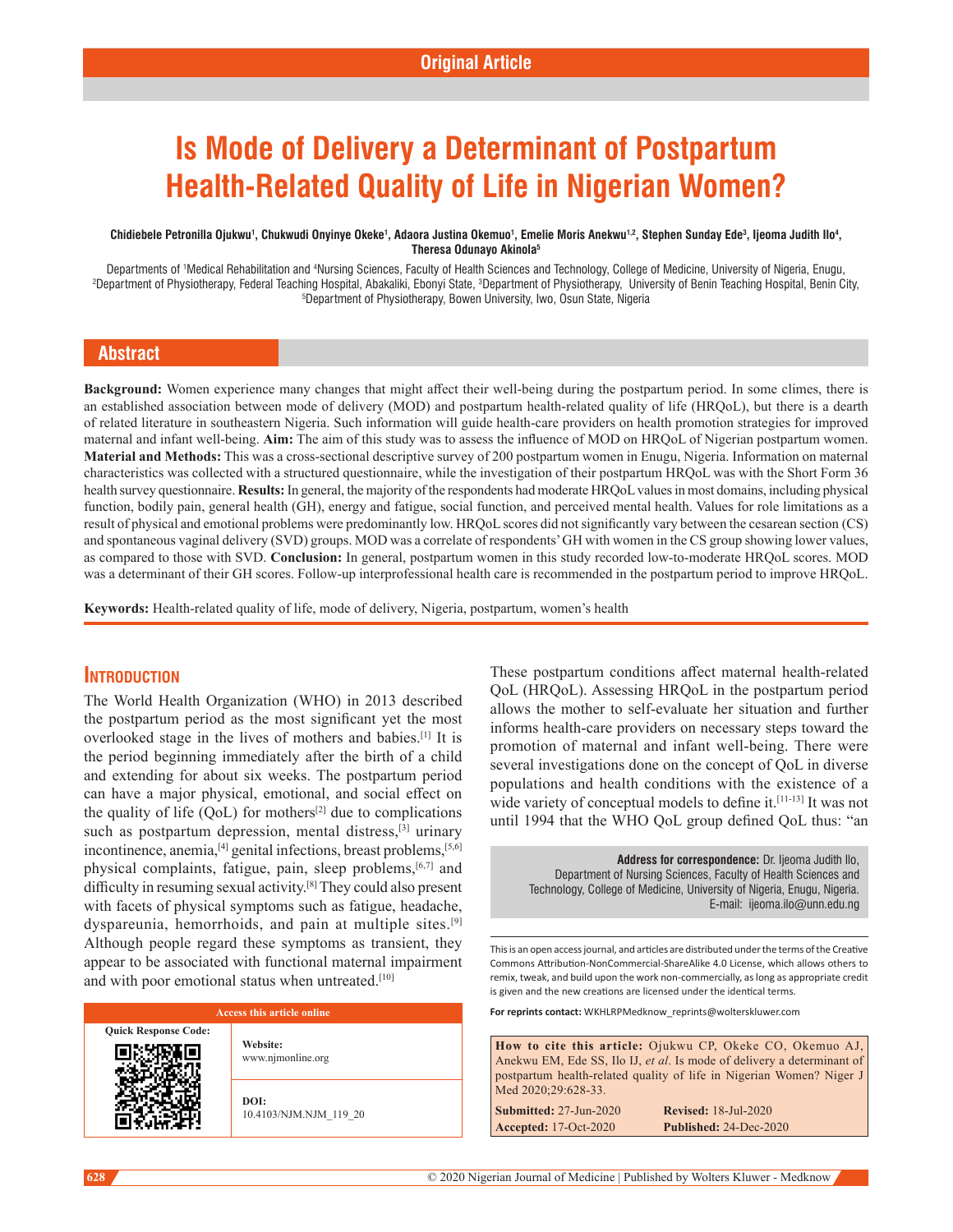Original Article

# Is Mode of Delivery a Determinant of Postpartum Health-Related Quality of Life in Nigerian Women?

**Chidiebele Petronilla Ojukwu[1], Chukwudi Onyinye Okeke[1], Adaora Justina Okemuo[1], Emelie Moris Anekwu[1,2], Stephen Sunday Ede[3], Ijeoma Judith Ilo[4], Theresa Odunayo Akinola[5]**

Departments of [1]Medical Rehabilitation and [4]Nursing Sciences, Faculty of Health Sciences and Technology, College of Medicine, University of Nigeria, Enugu, [2]Department of Physiotherapy, Federal Teaching Hospital, Abakaliki, Ebonyi State, [3]Department of Physiotherapy, University of Benin Teaching Hospital, Benin City, [5]Department of Physiotherapy, Bowen University, Iwo, Osun State, Nigeria

## Abstract

**Background:** Women experience many changes that might affect their well-being during the postpartum period. In some climes, there is an established association between mode of delivery (MOD) and postpartum health-related quality of life (HRQoL), but there is a dearth of related literature in southeastern Nigeria. Such information will guide health-care providers on health promotion strategies for improved maternal and infant well-being. **Aim:** The aim of this study was to assess the influence of MOD on HRQoL of Nigerian postpartum women. **Material and Methods:** This was a cross-sectional descriptive survey of 200 postpartum women in Enugu, Nigeria. Information on maternal characteristics was collected with a structured questionnaire, while the investigation of their postpartum HRQoL was with the Short Form 36 health survey questionnaire. **Results:** In general, the majority of the respondents had moderate HRQoL values in most domains, including physical function, bodily pain, general health (GH), energy and fatigue, social function, and perceived mental health. Values for role limitations as a result of physical and emotional problems were predominantly low. HRQoL scores did not significantly vary between the cesarean section (CS) and spontaneous vaginal delivery (SVD) groups. MOD was a correlate of respondents' GH with women in the CS group showing lower values, as compared to those with SVD. **Conclusion:** In general, postpartum women in this study recorded low-to-moderate HRQoL scores. MOD was a determinant of their GH scores. Follow-up interprofessional health care is recommended in the postpartum period to improve HRQoL.

**Keywords:** Health-related quality of life, mode of delivery, Nigeria, postpartum, women's health

## Introduction

The World Health Organization (WHO) in 2013 described the postpartum period as the most significant yet the most overlooked stage in the lives of mothers and babies.[1] It is the period beginning immediately after the birth of a child and extending for about six weeks. The postpartum period can have a major physical, emotional, and social effect on the quality of life (QoL) for mothers[2] due to complications such as postpartum depression, mental distress,[3] urinary incontinence, anemia,[4] genital infections, breast problems,[5,6] physical complaints, fatigue, pain, sleep problems,[6,7] and difficulty in resuming sexual activity.[8] They could also present with facets of physical symptoms such as fatigue, headache, dyspareunia, hemorrhoids, and pain at multiple sites.[9] Although people regard these symptoms as transient, they appear to be associated with functional maternal impairment and with poor emotional status when untreated.[10]

These postpartum conditions affect maternal health-related QoL (HRQoL). Assessing HRQoL in the postpartum period allows the mother to self-evaluate her situation and further informs health-care providers on necessary steps toward the promotion of maternal and infant well-being. There were several investigations done on the concept of QoL in diverse populations and health conditions with the existence of a wide variety of conceptual models to define it.[11-13] It was not until 1994 that the WHO QoL group defined QoL thus: "an

**Address for correspondence:** Dr. Ijeoma Judith Ilo, Department of Nursing Sciences, Faculty of Health Sciences and Technology, College of Medicine, University of Nigeria, Enugu, Nigeria. E-mail: ijeoma.ilo@unn.edu.ng

| Access this article online | |
|---|---|
| Quick Response Code: | Website: www.njmonline.org |
| | DOI: 10.4103/NJM.NJM_119_20 |

This is an open access journal, and articles are distributed under the terms of the Creative Commons Attribution-NonCommercial-ShareAlike 4.0 License, which allows others to remix, tweak, and build upon the work non-commercially, as long as appropriate credit is given and the new creations are licensed under the identical terms.

**For reprints contact:** WKHLRPMedknow_reprints@wolterskluwer.com

**How to cite this article:** Ojukwu CP, Okeke CO, Okemuo AJ, Anekwu EM, Ede SS, Ilo IJ, *et al*. Is mode of delivery a determinant of postpartum health-related quality of life in Nigerian Women? Niger J Med 2020;29:628-33.

**Submitted:** 27-Jun-2020 **Revised:** 18-Jul-2020
**Accepted:** 17-Oct-2020 **Published:** 24-Dec-2020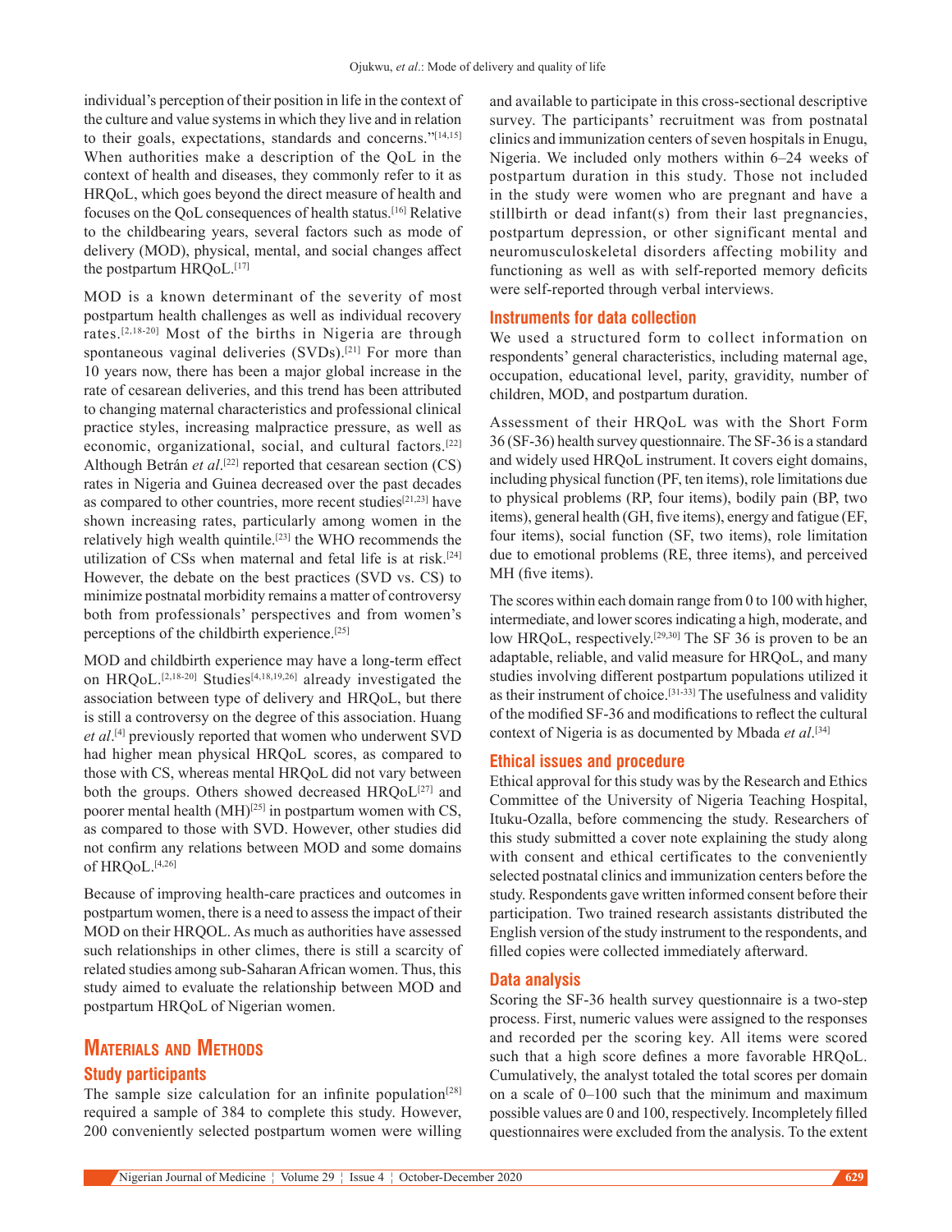individual's perception of their position in life in the context of the culture and value systems in which they live and in relation to their goals, expectations, standards and concerns."[14,15] When authorities make a description of the QoL in the context of health and diseases, they commonly refer to it as HRQoL, which goes beyond the direct measure of health and focuses on the QoL consequences of health status.[16] Relative to the childbearing years, several factors such as mode of delivery (MOD), physical, mental, and social changes affect the postpartum HRQoL.[17]

MOD is a known determinant of the severity of most postpartum health challenges as well as individual recovery rates.[2,18-20] Most of the births in Nigeria are through spontaneous vaginal deliveries (SVDs).[21] For more than 10 years now, there has been a major global increase in the rate of cesarean deliveries, and this trend has been attributed to changing maternal characteristics and professional clinical practice styles, increasing malpractice pressure, as well as economic, organizational, social, and cultural factors.[22] Although Betrán *et al*.[22] reported that cesarean section (CS) rates in Nigeria and Guinea decreased over the past decades as compared to other countries, more recent studies[21,23] have shown increasing rates, particularly among women in the relatively high wealth quintile.[23] the WHO recommends the utilization of CSs when maternal and fetal life is at risk.[24] However, the debate on the best practices (SVD vs. CS) to minimize postnatal morbidity remains a matter of controversy both from professionals' perspectives and from women's perceptions of the childbirth experience.[25]

MOD and childbirth experience may have a long-term effect on HRQoL.[2,18-20] Studies[4,18,19,26] already investigated the association between type of delivery and HRQoL, but there is still a controversy on the degree of this association. Huang *et al*.[4] previously reported that women who underwent SVD had higher mean physical HRQoL scores, as compared to those with CS, whereas mental HRQoL did not vary between both the groups. Others showed decreased HRQoL[27] and poorer mental health (MH)[25] in postpartum women with CS, as compared to those with SVD. However, other studies did not confirm any relations between MOD and some domains of HRQoL.[4,26]

Because of improving health-care practices and outcomes in postpartum women, there is a need to assess the impact of their MOD on their HRQOL. As much as authorities have assessed such relationships in other climes, there is still a scarcity of related studies among sub-Saharan African women. Thus, this study aimed to evaluate the relationship between MOD and postpartum HRQoL of Nigerian women.

## Materials and Methods

### Study participants

The sample size calculation for an infinite population[28] required a sample of 384 to complete this study. However, 200 conveniently selected postpartum women were willing and available to participate in this cross-sectional descriptive survey. The participants' recruitment was from postnatal clinics and immunization centers of seven hospitals in Enugu, Nigeria. We included only mothers within 6–24 weeks of postpartum duration in this study. Those not included in the study were women who are pregnant and have a stillbirth or dead infant(s) from their last pregnancies, postpartum depression, or other significant mental and neuromusculoskeletal disorders affecting mobility and functioning as well as with self-reported memory deficits were self-reported through verbal interviews.

### Instruments for data collection

We used a structured form to collect information on respondents' general characteristics, including maternal age, occupation, educational level, parity, gravidity, number of children, MOD, and postpartum duration.

Assessment of their HRQoL was with the Short Form 36 (SF-36) health survey questionnaire. The SF-36 is a standard and widely used HRQoL instrument. It covers eight domains, including physical function (PF, ten items), role limitations due to physical problems (RP, four items), bodily pain (BP, two items), general health (GH, five items), energy and fatigue (EF, four items), social function (SF, two items), role limitation due to emotional problems (RE, three items), and perceived MH (five items).

The scores within each domain range from 0 to 100 with higher, intermediate, and lower scores indicating a high, moderate, and low HRQoL, respectively.[29,30] The SF 36 is proven to be an adaptable, reliable, and valid measure for HRQoL, and many studies involving different postpartum populations utilized it as their instrument of choice.[31-33] The usefulness and validity of the modified SF-36 and modifications to reflect the cultural context of Nigeria is as documented by Mbada *et al*.[34]

### Ethical issues and procedure

Ethical approval for this study was by the Research and Ethics Committee of the University of Nigeria Teaching Hospital, Ituku-Ozalla, before commencing the study. Researchers of this study submitted a cover note explaining the study along with consent and ethical certificates to the conveniently selected postnatal clinics and immunization centers before the study. Respondents gave written informed consent before their participation. Two trained research assistants distributed the English version of the study instrument to the respondents, and filled copies were collected immediately afterward.

### Data analysis

Scoring the SF-36 health survey questionnaire is a two-step process. First, numeric values were assigned to the responses and recorded per the scoring key. All items were scored such that a high score defines a more favorable HRQoL. Cumulatively, the analyst totaled the total scores per domain on a scale of 0–100 such that the minimum and maximum possible values are 0 and 100, respectively. Incompletely filled questionnaires were excluded from the analysis. To the extent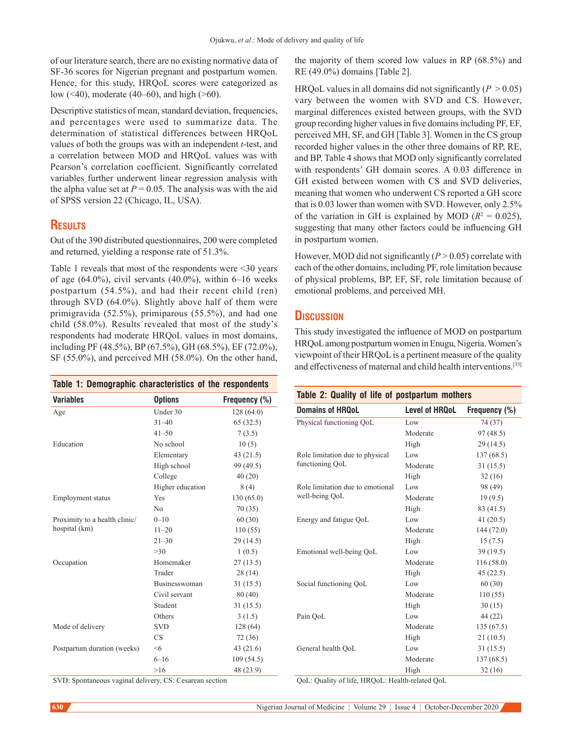of our literature search, there are no existing normative data of SF-36 scores for Nigerian pregnant and postpartum women. Hence, for this study, HRQoL scores were categorized as low (<40), moderate (40–60), and high (>60).

Descriptive statistics of mean, standard deviation, frequencies, and percentages were used to summarize data. The determination of statistical differences between HRQoL values of both the groups was with an independent *t*-test, and a correlation between MOD and HRQoL values was with Pearson's correlation coefficient. Significantly correlated variables further underwent linear regression analysis with the alpha value set at $P = 0.05$. The analysis was with the aid of SPSS version 22 (Chicago, IL, USA).

## Results

Out of the 390 distributed questionnaires, 200 were completed and returned, yielding a response rate of 51.3%.

Table 1 reveals that most of the respondents were <30 years of age (64.0%), civil servants (40.0%), within 6–16 weeks postpartum (54.5%), and had their recent child (ren) through SVD (64.0%). Slightly above half of them were primigravida (52.5%), primiparous (55.5%), and had one child (58.0%). Results revealed that most of the study's respondents had moderate HRQoL values in most domains, including PF (48.5%), BP (67.5%), GH (68.5%), EF (72.0%), SF (55.0%), and perceived MH (58.0%). On the other hand, the majority of them scored low values in RP (68.5%) and RE (49.0%) domains [Table 2].

HRQoL values in all domains did not significantly ($P > 0.05$) vary between the women with SVD and CS. However, marginal differences existed between groups, with the SVD group recording higher values in five domains including PF, EF, perceived MH, SF, and GH [Table 3]. Women in the CS group recorded higher values in the other three domains of RP, RE, and BP. Table 4 shows that MOD only significantly correlated with respondents' GH domain scores. A 0.03 difference in GH existed between women with CS and SVD deliveries, meaning that women who underwent CS reported a GH score that is 0.03 lower than women with SVD. However, only 2.5% of the variation in GH is explained by MOD ($R^2 = 0.025$), suggesting that many other factors could be influencing GH in postpartum women.

However, MOD did not significantly ($P > 0.05$) correlate with each of the other domains, including PF, role limitation because of physical problems, BP, EF, SF, role limitation because of emotional problems, and perceived MH.

**Table 1: Demographic characteristics of the respondents**

| Variables | Options | Frequency (%) |
|---|---|---|
| Age | Under 30 | 128 (64.0) |
| | 31–40 | 65 (32.5) |
| | 41–50 | 7 (3.5) |
| Education | No school | 10 (5) |
| | Elementary | 43 (21.5) |
| | High school | 99 (49.5) |
| | College | 40 (20) |
| | Higher education | 8 (4) |
| Employment status | Yes | 130 (65.0) |
| | No | 70 (35) |
| Proximity to a health clinic/ hospital (km) | 0–10 | 60 (30) |
| | 11–20 | 110 (55) |
| | 21–30 | 29 (14.5) |
| | >30 | 1 (0.5) |
| Occupation | Homemaker | 27 (13.5) |
| | Trader | 28 (14) |
| | Businesswoman | 31 (15.5) |
| | Civil servant | 80 (40) |
| | Student | 31 (15.5) |
| | Others | 3 (1.5) |
| Mode of delivery | SVD | 128 (64) |
| | CS | 72 (36) |
| Postpartum duration (weeks) | <6 | 43 (21.6) |
| | 6–16 | 109 (54.5) |
| | >16 | 48 (23.9) |

SVD: Spontaneous vaginal delivery, CS: Cesarean section

## Discussion

This study investigated the influence of MOD on postpartum HRQoL among postpartum women in Enugu, Nigeria. Women's viewpoint of their HRQoL is a pertinent measure of the quality and effectiveness of maternal and child health interventions.[35]

**Table 2: Quality of life of postpartum mothers**

| Domains of HRQoL | Level of HRQoL | Frequency (%) |
|---|---|---|
| Physical functioning QoL | Low | 74 (37) |
| | Moderate | 97 (48.5) |
| | High | 29 (14.5) |
| Role limitation due to physical functioning QoL | Low | 137 (68.5) |
| | Moderate | 31 (15.5) |
| | High | 32 (16) |
| Role limitation due to emotional well-being QoL | Low | 98 (49) |
| | Moderate | 19 (9.5) |
| | High | 83 (41.5) |
| Energy and fatigue QoL | Low | 41 (20.5) |
| | Moderate | 144 (72.0) |
| | High | 15 (7.5) |
| Emotional well-being QoL | Low | 39 (19.5) |
| | Moderate | 116 (58.0) |
| | High | 45 (22.5) |
| Social functioning QoL | Low | 60 (30) |
| | Moderate | 110 (55) |
| | High | 30 (15) |
| Pain QoL | Low | 44 (22) |
| | Moderate | 135 (67.5) |
| | High | 21 (10.5) |
| General health QoL | Low | 31 (15.5) |
| | Moderate | 137 (68.5) |
| | High | 32 (16) |

QoL: Quality of life, HRQoL: Health-related QoL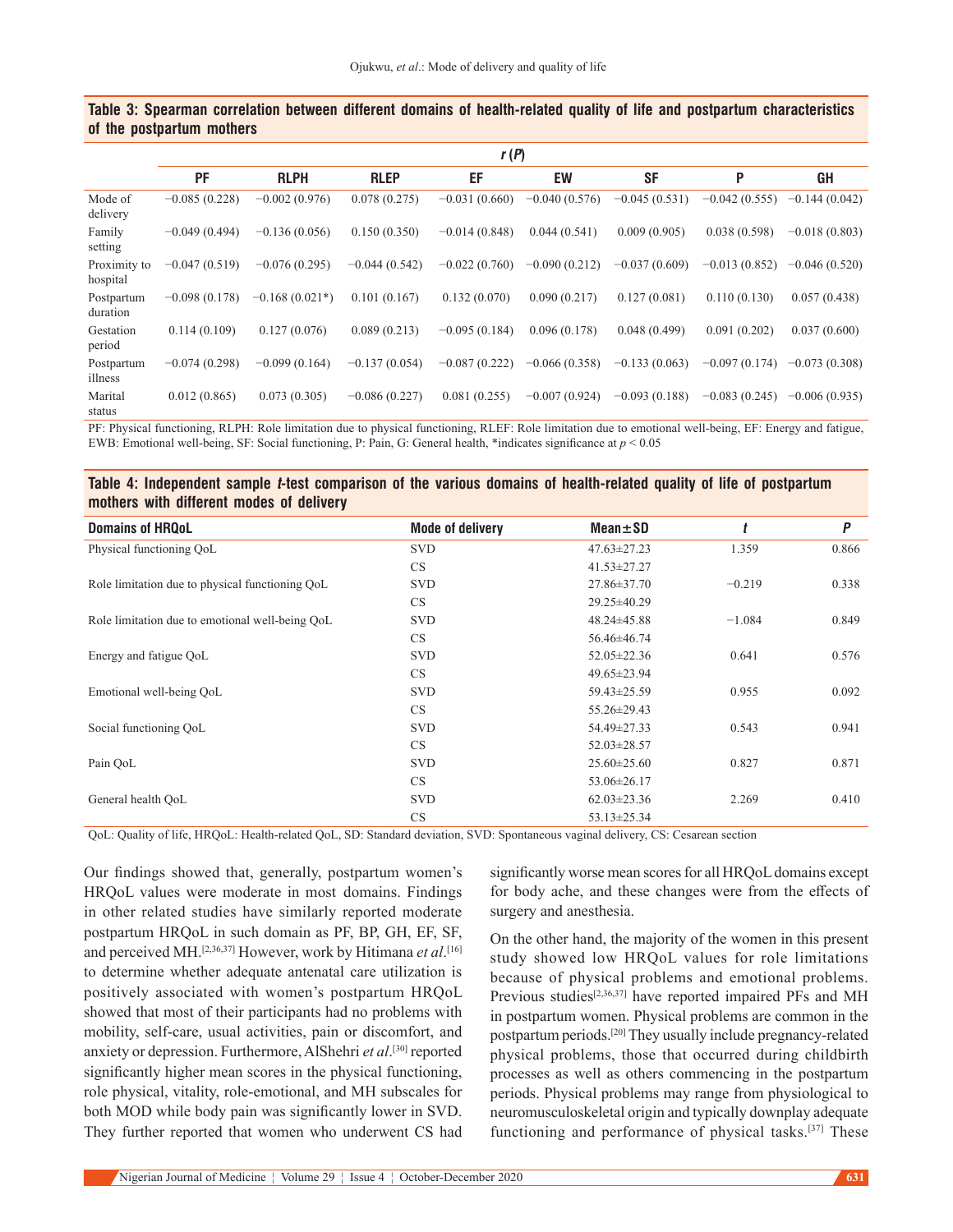**Table 3: Spearman correlation between different domains of health-related quality of life and postpartum characteristics of the postpartum mothers**

| | r (P) | | | | | | | |
|---|---|---|---|---|---|---|---|---|
| | PF | RLPH | RLEP | EF | EW | SF | P | GH |
| Mode of delivery | −0.085 (0.228) | −0.002 (0.976) | 0.078 (0.275) | −0.031 (0.660) | −0.040 (0.576) | −0.045 (0.531) | −0.042 (0.555) | −0.144 (0.042) |
| Family setting | −0.049 (0.494) | −0.136 (0.056) | 0.150 (0.350) | −0.014 (0.848) | 0.044 (0.541) | 0.009 (0.905) | 0.038 (0.598) | −0.018 (0.803) |
| Proximity to hospital | −0.047 (0.519) | −0.076 (0.295) | −0.044 (0.542) | −0.022 (0.760) | −0.090 (0.212) | −0.037 (0.609) | −0.013 (0.852) | −0.046 (0.520) |
| Postpartum duration | −0.098 (0.178) | −0.168 (0.021*) | 0.101 (0.167) | 0.132 (0.070) | 0.090 (0.217) | 0.127 (0.081) | 0.110 (0.130) | 0.057 (0.438) |
| Gestation period | 0.114 (0.109) | 0.127 (0.076) | 0.089 (0.213) | −0.095 (0.184) | 0.096 (0.178) | 0.048 (0.499) | 0.091 (0.202) | 0.037 (0.600) |
| Postpartum illness | −0.074 (0.298) | −0.099 (0.164) | −0.137 (0.054) | −0.087 (0.222) | −0.066 (0.358) | −0.133 (0.063) | −0.097 (0.174) | −0.073 (0.308) |
| Marital status | 0.012 (0.865) | 0.073 (0.305) | −0.086 (0.227) | 0.081 (0.255) | −0.007 (0.924) | −0.093 (0.188) | −0.083 (0.245) | −0.006 (0.935) |

PF: Physical functioning, RLPH: Role limitation due to physical functioning, RLEF: Role limitation due to emotional well-being, EF: Energy and fatigue, EWB: Emotional well-being, SF: Social functioning, P: Pain, G: General health, *indicates significance at $p < 0.05$

**Table 4: Independent sample *t*-test comparison of the various domains of health-related quality of life of postpartum mothers with different modes of delivery**

| Domains of HRQoL | Mode of delivery | Mean±SD | t | P |
|---|---|---|---|---|
| Physical functioning QoL | SVD | 47.63±27.23 | 1.359 | 0.866 |
| | CS | 41.53±27.27 | | |
| Role limitation due to physical functioning QoL | SVD | 27.86±37.70 | −0.219 | 0.338 |
| | CS | 29.25±40.29 | | |
| Role limitation due to emotional well-being QoL | SVD | 48.24±45.88 | −1.084 | 0.849 |
| | CS | 56.46±46.74 | | |
| Energy and fatigue QoL | SVD | 52.05±22.36 | 0.641 | 0.576 |
| | CS | 49.65±23.94 | | |
| Emotional well-being QoL | SVD | 59.43±25.59 | 0.955 | 0.092 |
| | CS | 55.26±29.43 | | |
| Social functioning QoL | SVD | 54.49±27.33 | 0.543 | 0.941 |
| | CS | 52.03±28.57 | | |
| Pain QoL | SVD | 25.60±25.60 | 0.827 | 0.871 |
| | CS | 53.06±26.17 | | |
| General health QoL | SVD | 62.03±23.36 | 2.269 | 0.410 |
| | CS | 53.13±25.34 | | |

QoL: Quality of life, HRQoL: Health-related QoL, SD: Standard deviation, SVD: Spontaneous vaginal delivery, CS: Cesarean section

Our findings showed that, generally, postpartum women's HRQoL values were moderate in most domains. Findings in other related studies have similarly reported moderate postpartum HRQoL in such domain as PF, BP, GH, EF, SF, and perceived MH.[2,36,37] However, work by Hitimana *et al*.[16] to determine whether adequate antenatal care utilization is positively associated with women's postpartum HRQoL showed that most of their participants had no problems with mobility, self-care, usual activities, pain or discomfort, and anxiety or depression. Furthermore, AlShehri *et al*.[30] reported significantly higher mean scores in the physical functioning, role physical, vitality, role-emotional, and MH subscales for both MOD while body pain was significantly lower in SVD. They further reported that women who underwent CS had significantly worse mean scores for all HRQoL domains except for body ache, and these changes were from the effects of surgery and anesthesia.

On the other hand, the majority of the women in this present study showed low HRQoL values for role limitations because of physical problems and emotional problems. Previous studies[2,36,37] have reported impaired PFs and MH in postpartum women. Physical problems are common in the postpartum periods.[20] They usually include pregnancy-related physical problems, those that occurred during childbirth processes as well as others commencing in the postpartum periods. Physical problems may range from physiological to neuromusculoskeletal origin and typically downplay adequate functioning and performance of physical tasks.[37] These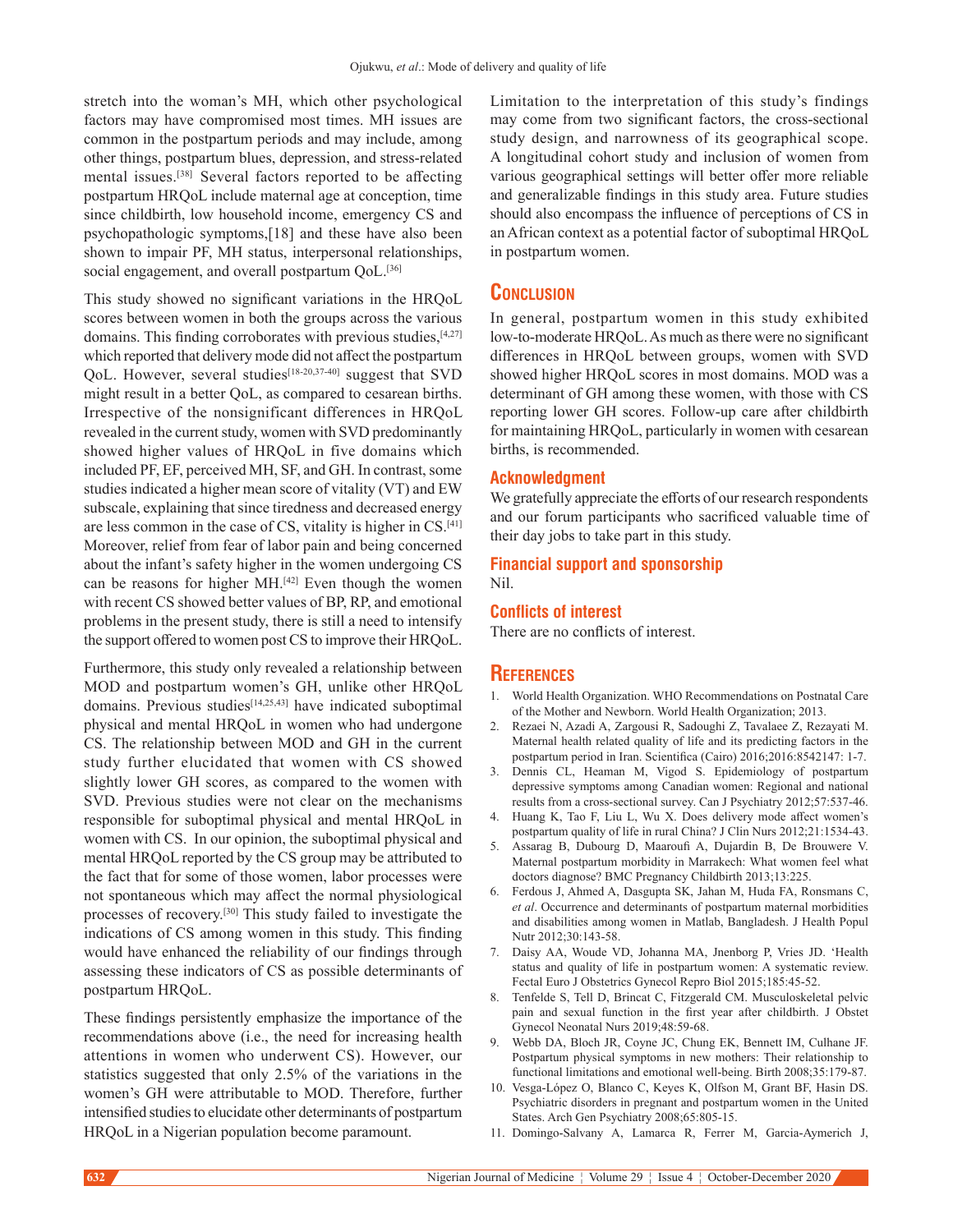stretch into the woman's MH, which other psychological factors may have compromised most times. MH issues are common in the postpartum periods and may include, among other things, postpartum blues, depression, and stress-related mental issues.[38] Several factors reported to be affecting postpartum HRQoL include maternal age at conception, time since childbirth, low household income, emergency CS and psychopathologic symptoms,[18] and these have also been shown to impair PF, MH status, interpersonal relationships, social engagement, and overall postpartum QoL.[36]

This study showed no significant variations in the HRQoL scores between women in both the groups across the various domains. This finding corroborates with previous studies,[4,27] which reported that delivery mode did not affect the postpartum QoL. However, several studies[18-20,37-40] suggest that SVD might result in a better QoL, as compared to cesarean births. Irrespective of the nonsignificant differences in HRQoL revealed in the current study, women with SVD predominantly showed higher values of HRQoL in five domains which included PF, EF, perceived MH, SF, and GH. In contrast, some studies indicated a higher mean score of vitality (VT) and EW subscale, explaining that since tiredness and decreased energy are less common in the case of CS, vitality is higher in CS.[41] Moreover, relief from fear of labor pain and being concerned about the infant's safety higher in the women undergoing CS can be reasons for higher MH.[42] Even though the women with recent CS showed better values of BP, RP, and emotional problems in the present study, there is still a need to intensify the support offered to women post CS to improve their HRQoL.

Furthermore, this study only revealed a relationship between MOD and postpartum women's GH, unlike other HRQoL domains. Previous studies[14,25,43] have indicated suboptimal physical and mental HRQoL in women who had undergone CS. The relationship between MOD and GH in the current study further elucidated that women with CS showed slightly lower GH scores, as compared to the women with SVD. Previous studies were not clear on the mechanisms responsible for suboptimal physical and mental HRQoL in women with CS. In our opinion, the suboptimal physical and mental HRQoL reported by the CS group may be attributed to the fact that for some of those women, labor processes were not spontaneous which may affect the normal physiological processes of recovery.[30] This study failed to investigate the indications of CS among women in this study. This finding would have enhanced the reliability of our findings through assessing these indicators of CS as possible determinants of postpartum HRQoL.

These findings persistently emphasize the importance of the recommendations above (i.e., the need for increasing health attentions in women who underwent CS). However, our statistics suggested that only 2.5% of the variations in the women's GH were attributable to MOD. Therefore, further intensified studies to elucidate other determinants of postpartum HRQoL in a Nigerian population become paramount.

Limitation to the interpretation of this study's findings may come from two significant factors, the cross-sectional study design, and narrowness of its geographical scope. A longitudinal cohort study and inclusion of women from various geographical settings will better offer more reliable and generalizable findings in this study area. Future studies should also encompass the influence of perceptions of CS in an African context as a potential factor of suboptimal HRQoL in postpartum women.

## Conclusion

In general, postpartum women in this study exhibited low-to-moderate HRQoL. As much as there were no significant differences in HRQoL between groups, women with SVD showed higher HRQoL scores in most domains. MOD was a determinant of GH among these women, with those with CS reporting lower GH scores. Follow-up care after childbirth for maintaining HRQoL, particularly in women with cesarean births, is recommended.

### Acknowledgment

We gratefully appreciate the efforts of our research respondents and our forum participants who sacrificed valuable time of their day jobs to take part in this study.

### Financial support and sponsorship

Nil.

### Conflicts of interest

There are no conflicts of interest.

## References

1. World Health Organization. WHO Recommendations on Postnatal Care of the Mother and Newborn. World Health Organization; 2013.
2. Rezaei N, Azadi A, Zargousi R, Sadoughi Z, Tavalaee Z, Rezayati M. Maternal health related quality of life and its predicting factors in the postpartum period in Iran. Scientifica (Cairo) 2016;2016:8542147: 1-7.
3. Dennis CL, Heaman M, Vigod S. Epidemiology of postpartum depressive symptoms among Canadian women: Regional and national results from a cross-sectional survey. Can J Psychiatry 2012;57:537-46.
4. Huang K, Tao F, Liu L, Wu X. Does delivery mode affect women's postpartum quality of life in rural China? J Clin Nurs 2012;21:1534-43.
5. Assarag B, Dubourg D, Maaroufi A, Dujardin B, De Brouwere V. Maternal postpartum morbidity in Marrakech: What women feel what doctors diagnose? BMC Pregnancy Childbirth 2013;13:225.
6. Ferdous J, Ahmed A, Dasgupta SK, Jahan M, Huda FA, Ronsmans C, *et al*. Occurrence and determinants of postpartum maternal morbidities and disabilities among women in Matlab, Bangladesh. J Health Popul Nutr 2012;30:143-58.
7. Daisy AA, Woude VD, Johanna MA, Jnenborg P, Vries JD. 'Health status and quality of life in postpartum women: A systematic review. Fectal Euro J Obstetrics Gynecol Repro Biol 2015;185:45-52.
8. Tenfelde S, Tell D, Brincat C, Fitzgerald CM. Musculoskeletal pelvic pain and sexual function in the first year after childbirth. J Obstet Gynecol Neonatal Nurs 2019;48:59-68.
9. Webb DA, Bloch JR, Coyne JC, Chung EK, Bennett IM, Culhane JF. Postpartum physical symptoms in new mothers: Their relationship to functional limitations and emotional well-being. Birth 2008;35:179-87.
10. Vesga-López O, Blanco C, Keyes K, Olfson M, Grant BF, Hasin DS. Psychiatric disorders in pregnant and postpartum women in the United States. Arch Gen Psychiatry 2008;65:805-15.
11. Domingo-Salvany A, Lamarca R, Ferrer M, Garcia-Aymerich J,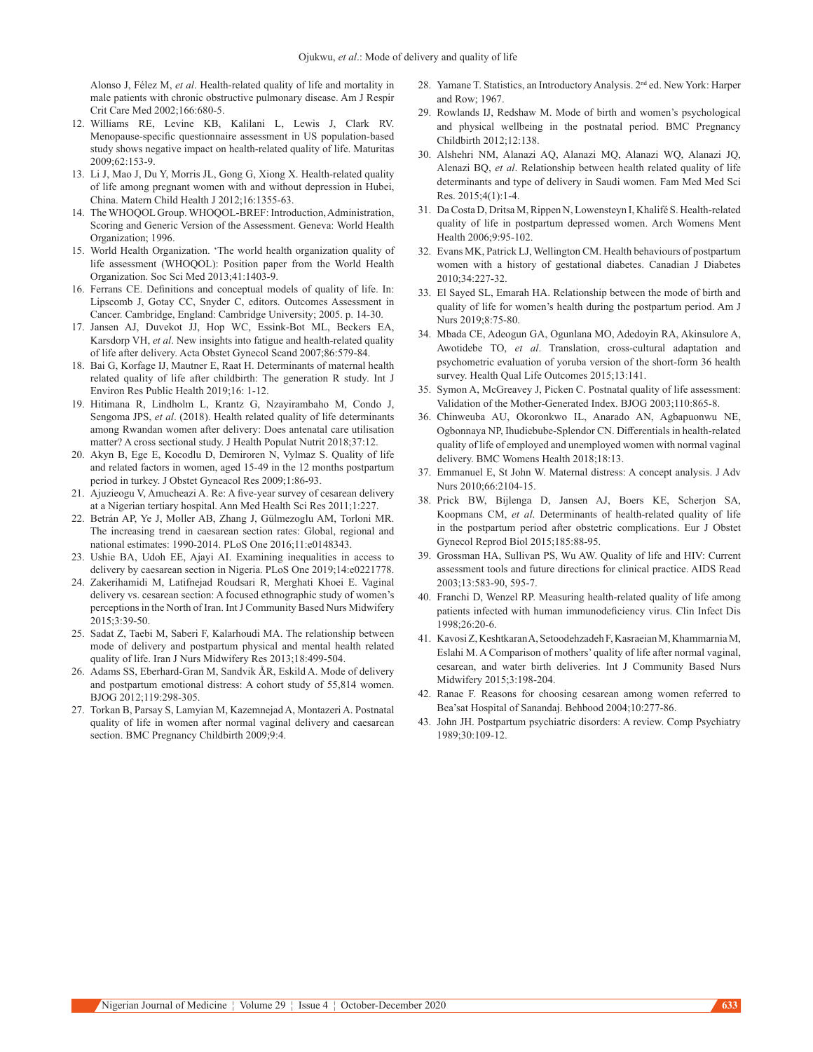Alonso J, Félez M, *et al*. Health-related quality of life and mortality in male patients with chronic obstructive pulmonary disease. Am J Respir Crit Care Med 2002;166:680-5.

12. Williams RE, Levine KB, Kalilani L, Lewis J, Clark RV. Menopause-specific questionnaire assessment in US population-based study shows negative impact on health-related quality of life. Maturitas 2009;62:153-9.
13. Li J, Mao J, Du Y, Morris JL, Gong G, Xiong X. Health-related quality of life among pregnant women with and without depression in Hubei, China. Matern Child Health J 2012;16:1355-63.
14. The WHOQOL Group. WHOQOL-BREF: Introduction, Administration, Scoring and Generic Version of the Assessment. Geneva: World Health Organization; 1996.
15. World Health Organization. 'The world health organization quality of life assessment (WHOQOL): Position paper from the World Health Organization. Soc Sci Med 2013;41:1403-9.
16. Ferrans CE. Definitions and conceptual models of quality of life. In: Lipscomb J, Gotay CC, Snyder C, editors. Outcomes Assessment in Cancer. Cambridge, England: Cambridge University; 2005. p. 14-30.
17. Jansen AJ, Duvekot JJ, Hop WC, Essink-Bot ML, Beckers EA, Karsdorp VH, *et al*. New insights into fatigue and health-related quality of life after delivery. Acta Obstet Gynecol Scand 2007;86:579-84.
18. Bai G, Korfage IJ, Mautner E, Raat H. Determinants of maternal health related quality of life after childbirth: The generation R study. Int J Environ Res Public Health 2019;16: 1-12.
19. Hitimana R, Lindholm L, Krantz G, Nzayirambaho M, Condo J, Sengoma JPS, *et al*. (2018). Health related quality of life determinants among Rwandan women after delivery: Does antenatal care utilisation matter? A cross sectional study. J Health Populat Nutrit 2018;37:12.
20. Akyn B, Ege E, Kocodlu D, Demiroren N, Vylmaz S. Quality of life and related factors in women, aged 15-49 in the 12 months postpartum period in turkey. J Obstet Gyneacol Res 2009;1:86-93.
21. Ajuzieogu V, Amucheazi A. Re: A five-year survey of cesarean delivery at a Nigerian tertiary hospital. Ann Med Health Sci Res 2011;1:227.
22. Betrán AP, Ye J, Moller AB, Zhang J, Gülmezoglu AM, Torloni MR. The increasing trend in caesarean section rates: Global, regional and national estimates: 1990-2014. PLoS One 2016;11:e0148343.
23. Ushie BA, Udoh EE, Ajayi AI. Examining inequalities in access to delivery by caesarean section in Nigeria. PLoS One 2019;14:e0221778.
24. Zakerihamidi M, Latifnejad Roudsari R, Merghati Khoei E. Vaginal delivery vs. cesarean section: A focused ethnographic study of women's perceptions in the North of Iran. Int J Community Based Nurs Midwifery 2015;3:39-50.
25. Sadat Z, Taebi M, Saberi F, Kalarhoudi MA. The relationship between mode of delivery and postpartum physical and mental health related quality of life. Iran J Nurs Midwifery Res 2013;18:499-504.
26. Adams SS, Eberhard-Gran M, Sandvik ÅR, Eskild A. Mode of delivery and postpartum emotional distress: A cohort study of 55,814 women. BJOG 2012;119:298-305.
27. Torkan B, Parsay S, Lamyian M, Kazemnejad A, Montazeri A. Postnatal quality of life in women after normal vaginal delivery and caesarean section. BMC Pregnancy Childbirth 2009;9:4.
28. Yamane T. Statistics, an Introductory Analysis. 2nd ed. New York: Harper and Row; 1967.
29. Rowlands IJ, Redshaw M. Mode of birth and women's psychological and physical wellbeing in the postnatal period. BMC Pregnancy Childbirth 2012;12:138.
30. Alshehri NM, Alanazi AQ, Alanazi MQ, Alanazi WQ, Alanazi JQ, Alenazi BQ, *et al*. Relationship between health related quality of life determinants and type of delivery in Saudi women. Fam Med Med Sci Res. 2015;4(1):1-4.
31. Da Costa D, Dritsa M, Rippen N, Lowensteyn I, Khalifé S. Health-related quality of life in postpartum depressed women. Arch Womens Ment Health 2006;9:95-102.
32. Evans MK, Patrick LJ, Wellington CM. Health behaviours of postpartum women with a history of gestational diabetes. Canadian J Diabetes 2010;34:227-32.
33. El Sayed SL, Emarah HA. Relationship between the mode of birth and quality of life for women's health during the postpartum period. Am J Nurs 2019;8:75-80.
34. Mbada CE, Adeogun GA, Ogunlana MO, Adedoyin RA, Akinsulore A, Awotidebe TO, *et al*. Translation, cross-cultural adaptation and psychometric evaluation of yoruba version of the short-form 36 health survey. Health Qual Life Outcomes 2015;13:141.
35. Symon A, McGreavey J, Picken C. Postnatal quality of life assessment: Validation of the Mother-Generated Index. BJOG 2003;110:865-8.
36. Chinweuba AU, Okoronkwo IL, Anarado AN, Agbapuonwu NE, Ogbonnaya NP, Ihudiebube-Splendor CN. Differentials in health-related quality of life of employed and unemployed women with normal vaginal delivery. BMC Womens Health 2018;18:13.
37. Emmanuel E, St John W. Maternal distress: A concept analysis. J Adv Nurs 2010;66:2104-15.
38. Prick BW, Bijlenga D, Jansen AJ, Boers KE, Scherjon SA, Koopmans CM, *et al*. Determinants of health-related quality of life in the postpartum period after obstetric complications. Eur J Obstet Gynecol Reprod Biol 2015;185:88-95.
39. Grossman HA, Sullivan PS, Wu AW. Quality of life and HIV: Current assessment tools and future directions for clinical practice. AIDS Read 2003;13:583-90, 595-7.
40. Franchi D, Wenzel RP. Measuring health-related quality of life among patients infected with human immunodeficiency virus. Clin Infect Dis 1998;26:20-6.
41. Kavosi Z, Keshtkaran A, Setoodehzadeh F, Kasraeian M, Khammarnia M, Eslahi M. A Comparison of mothers' quality of life after normal vaginal, cesarean, and water birth deliveries. Int J Community Based Nurs Midwifery 2015;3:198-204.
42. Ranae F. Reasons for choosing cesarean among women referred to Bea'sat Hospital of Sanandaj. Behbood 2004;10:277-86.
43. John JH. Postpartum psychiatric disorders: A review. Comp Psychiatry 1989;30:109-12.